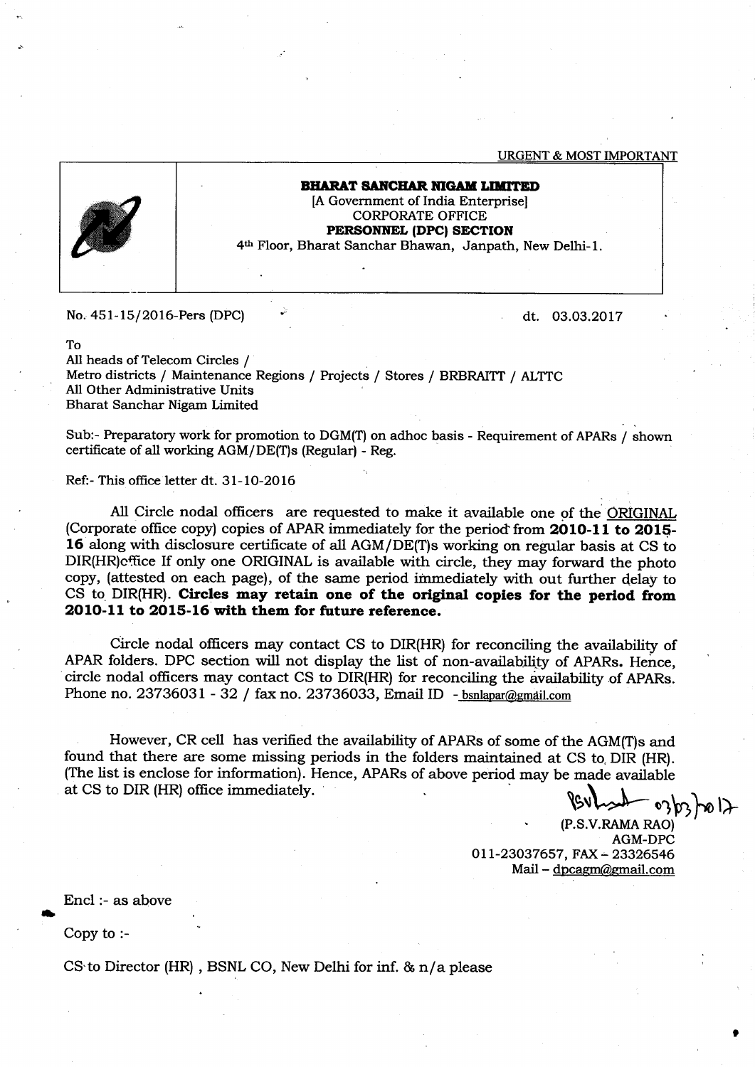URGENT & MOST IMPORTANT

**BHARAT SANCHAR NIGAM LIMITED**
[A Government of India Enterprise]
CORPORATE OFFICE
**PERSONNEL (DPC) SECTION**
4th Floor, Bharat Sanchar Bhawan, Janpath, New Delhi-1.

No. 451-15/2016-Pers (DPC) dt. 03.03.2017

To
All heads of Telecom Circles /
Metro districts / Maintenance Regions / Projects / Stores / BRBRAITT / ALTTC
All Other Administrative Units
Bharat Sanchar Nigam Limited

Sub:- Preparatory work for promotion to DGM(T) on adhoc basis - Requirement of APARs / shown certificate of all working AGM/DE(T)s (Regular) - Reg.

Ref:- This office letter dt. 31-10-2016

All Circle nodal officers are requested to make it available one of the ORIGINAL (Corporate office copy) copies of APAR immediately for the period from **2010-11 to 2015-16** along with disclosure certificate of all AGM/DE(T)s working on regular basis at CS to DIR(HR)office If only one ORIGINAL is available with circle, they may forward the photo copy, (attested on each page), of the same period immediately with out further delay to CS to DIR(HR). **Circles may retain one of the original copies for the period from 2010-11 to 2015-16 with them for future reference.**

Circle nodal officers may contact CS to DIR(HR) for reconciling the availability of APAR folders. DPC section will not display the list of non-availability of APARs. Hence, circle nodal officers may contact CS to DIR(HR) for reconciling the availability of APARs. Phone no. 23736031 - 32 / fax no. 23736033, Email ID - bsnlapar@gmail.com

However, CR cell has verified the availability of APARs of some of the AGM(T)s and found that there are some missing periods in the folders maintained at CS to DIR (HR). (The list is enclose for information). Hence, APARs of above period may be made available at CS to DIR (HR) office immediately.

(P.S.V.RAMA RAO)
AGM-DPC
011-23037657, FAX – 23326546
Mail – dpcagm@gmail.com

Encl :- as above

Copy to :-

CS to Director (HR) , BSNL CO, New Delhi for inf. & n/a please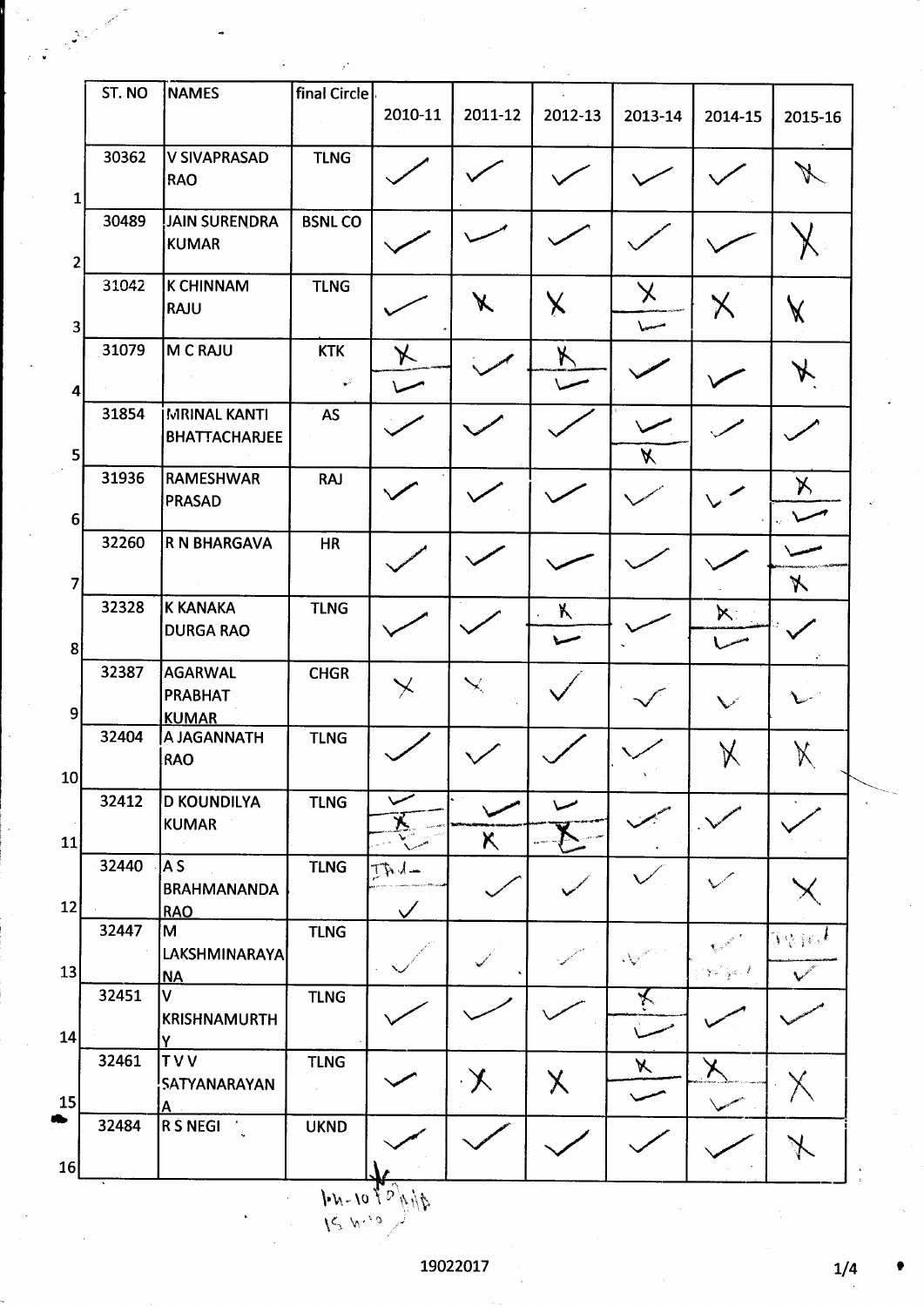|  | ST. NO | NAMES | final Circle | 2010-11 | 2011-12 | 2012-13 | 2013-14 | 2014-15 | 2015-16 |
|---|---|---|---|---|---|---|---|---|---|
| 1 | 30362 | V SIVAPRASAD RAO | TLNG | ✓ | ✓ | ✓ | ✓ | ✓ | ✗ |
| 2 | 30489 | JAIN SURENDRA KUMAR | BSNL CO | ✓ | ✓ | ✓ | ✓ | ✓ | ✗ |
| 3 | 31042 | K CHINNAM RAJU | TLNG | ✓ | ✗ | ✗ | ✗ / ✓ | ✗ | ✗ |
| 4 | 31079 | M C RAJU | KTK | ✗ / ✓ | ✓ | ✗ / ✓ | ✓ | ✓ | ✗ |
| 5 | 31854 | MRINAL KANTI BHATTACHARJEE | AS | ✓ | ✓ | ✓ | ✓ / ✗ | ✓ | ✓ |
| 6 | 31936 | RAMESHWAR PRASAD | RAJ | ✓ | ✓ | ✓ | ✓ | ✓ | ✗ / ✓ |
| 7 | 32260 | R N BHARGAVA | HR | ✓ | ✓ | ✓ | ✓ | ✓ | ✓ / ✗ |
| 8 | 32328 | K KANAKA DURGA RAO | TLNG | ✓ | ✓ | ✗ / ✓ | ✓ | ✗ / ✓ | ✓ |
| 9 | 32387 | AGARWAL PRABHAT KUMAR | CHGR | ✗ | ✗ | ✓ | ✓ | ✓ | ✓ |
| 10 | 32404 | A JAGANNATH RAO | TLNG | ✓ | ✓ | ✓ | ✓ | ✗ | ✗ |
| 11 | 32412 | D KOUNDILYA KUMAR | TLNG | ✓ / ✗ / ✓ | ✓ / ✗ | ✓ / ✗ | ✓ | ✓ | ✓ |
| 12 | 32440 | A S BRAHMANANDA RAO | TLNG | Thd / ✓ | ✓ | ✓ | ✓ | ✓ | ✗ |
| 13 | 32447 | M LAKSHMINARAYANA | TLNG | ✓ | ✓ | ✓ | ✓ | ✓ | ✓ |
| 14 | 32451 | V KRISHNAMURTHY | TLNG | ✓ | ✓ | ✓ | ✗ / ✓ | ✓ | ✓ |
| 15 | 32461 | T V V SATYANARAYANA | TLNG | ✓ | ✗ | ✗ | ✗ / ✓ | ✗ / ✓ | ✗ |
| 16 | 32484 | R S NEGI | UKND | ✓ | ✓ | ✓ | ✓ | ✓ | ✗ |

19022017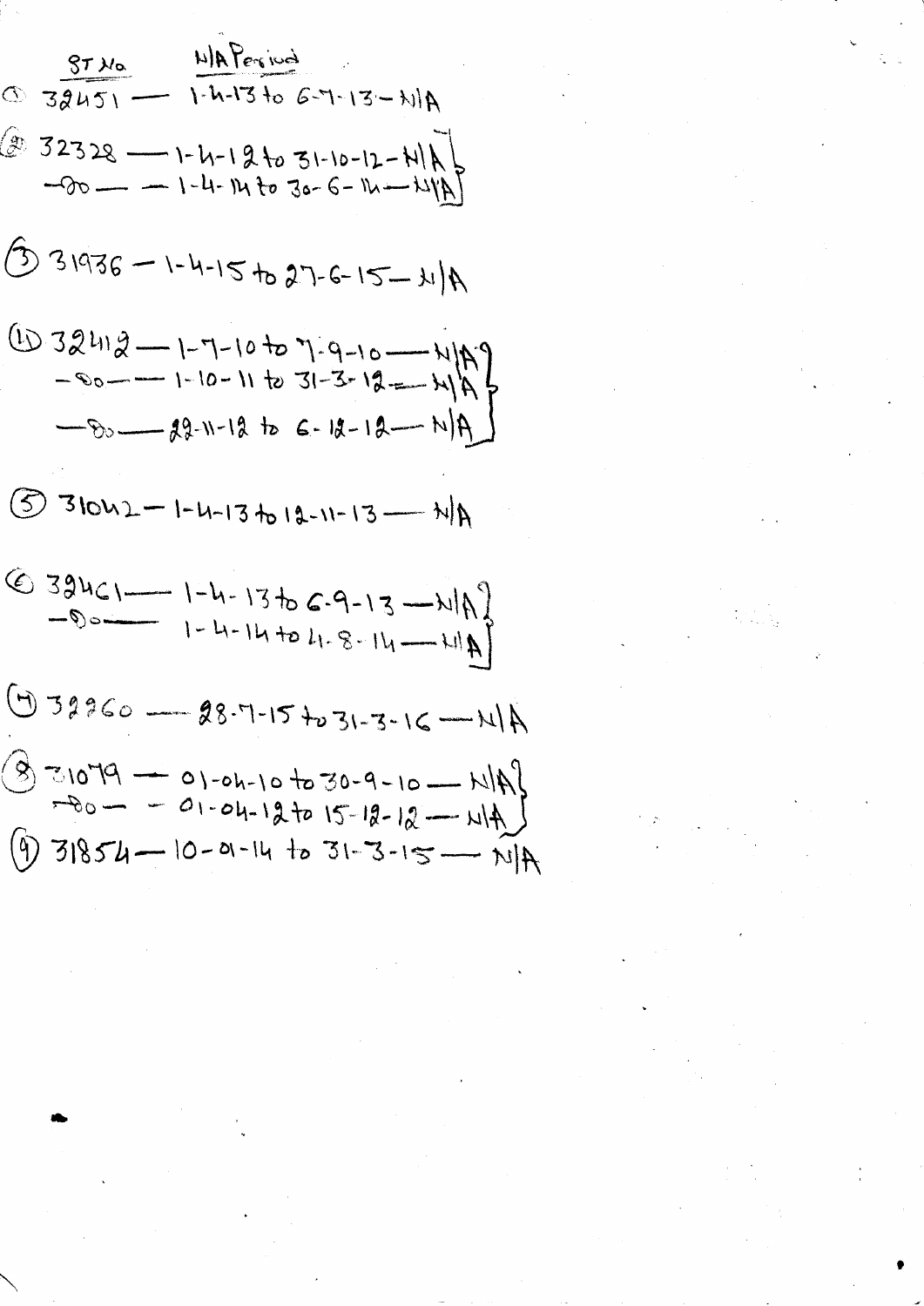ST No — N/A Period

1. 32451 — 1-4-13 to 6-7-13 — N/A
2. 32328 — 1-4-12 to 31-10-12 — N/A
   -do- — 1-4-14 to 30-6-14 — N/A
3. 31936 — 1-4-15 to 27-6-15 — N/A
4. 32412 — 1-7-10 to 7-9-10 — N/A
   -do- — 1-10-11 to 31-3-12 — N/A
   -do- — 22-11-12 to 6-12-12 — N/A
5. 31042 — 1-4-13 to 12-11-13 — N/A
6. 32461 — 1-4-13 to 6-9-13 — N/A
   -do- — 1-4-14 to 4-8-14 — N/A
7. 32260 — 28-7-15 to 31-3-16 — N/A
8. 31079 — 01-04-10 to 30-9-10 — N/A
   -do- — 01-04-12 to 15-12-12 — N/A
9. 31854 — 10-01-14 to 31-3-15 — N/A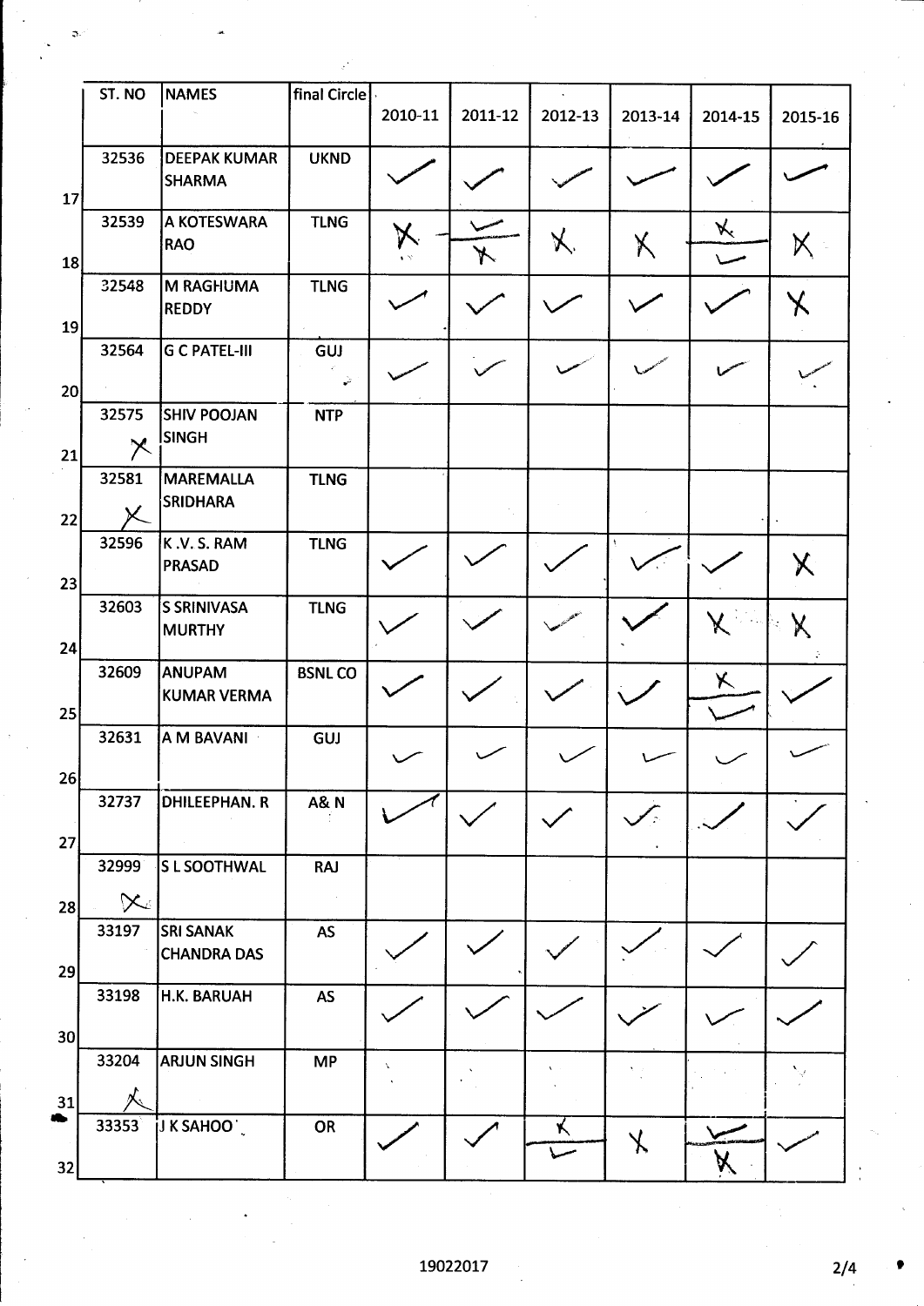| | ST. NO | NAMES | final Circle | 2010-11 | 2011-12 | 2012-13 | 2013-14 | 2014-15 | 2015-16 |
|---|---|---|---|---|---|---|---|---|---|
| 17 | 32536 | DEEPAK KUMAR SHARMA | UKND | ✓ | ✓ | ✓ | ✓ | ✓ | ✓ |
| 18 | 32539 | A KOTESWARA RAO | TLNG | ✗ | ✓ / ✗ | ✗ | ✗ | ✗ / ✓ | ✗ |
| 19 | 32548 | M RAGHUMA REDDY | TLNG | ✓ | ✓ | ✓ | ✓ | ✓ | ✗ |
| 20 | 32564 | G C PATEL-III | GUJ | ✓ | ✓ | ✓ | ✓ | ✓ | ✓ |
| 21 | 32575 ✗ | SHIV POOJAN SINGH | NTP | | | | | | |
| 22 | 32581 ✗ | MAREMALLA SRIDHARA | TLNG | | | | | | |
| 23 | 32596 | K .V. S. RAM PRASAD | TLNG | ✓ | ✓ | ✓ | ✓ | ✓ | ✗ |
| 24 | 32603 | S SRINIVASA MURTHY | TLNG | ✓ | ✓ | ✓ | ✓ | ✗ | ✗ |
| 25 | 32609 | ANUPAM KUMAR VERMA | BSNL CO | ✓ | ✓ | ✓ | ✓ | ✗ / ✓ | ✓ |
| 26 | 32631 | A M BAVANI | GUJ | ✓ | ✓ | ✓ | ✓ | ✓ | ✓ |
| 27 | 32737 | DHILEEPHAN. R | A& N | ✓ | ✓ | ✓ | ✓ | ✓ | ✓ |
| 28 | 32999 ✗ | S L SOOTHWAL | RAJ | | | | | | |
| 29 | 33197 | SRI SANAK CHANDRA DAS | AS | ✓ | ✓ | ✓ | ✓ | ✓ | ✓ |
| 30 | 33198 | H.K. BARUAH | AS | ✓ | ✓ | ✓ | ✓ | ✓ | ✓ |
| 31 | 33204 ✗ | ARJUN SINGH | MP | | | | | | |
| 32 | 33353 | J K SAHOO | OR | ✓ | ✓ | ✗ / ✓ | ✗ | ✓ / ✗ | ✓ |

19022017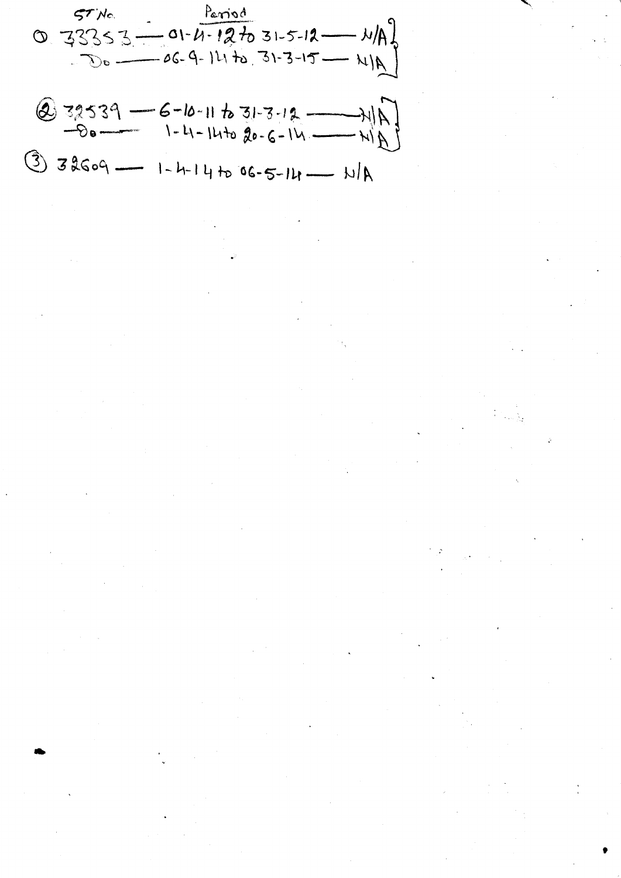| ST No. | Period | |
| --- | --- | --- |
| ① 33353 | 01-4-12 to 31-5-12 | N/A |
| Do | 06-9-14 to 31-3-15 | N/A |
| ② 32539 | 6-10-11 to 31-3-12 | N/A |
| Do | 1-4-14 to 20-6-14 | N/A |
| ③ 32609 | 1-4-14 to 06-5-14 | N/A |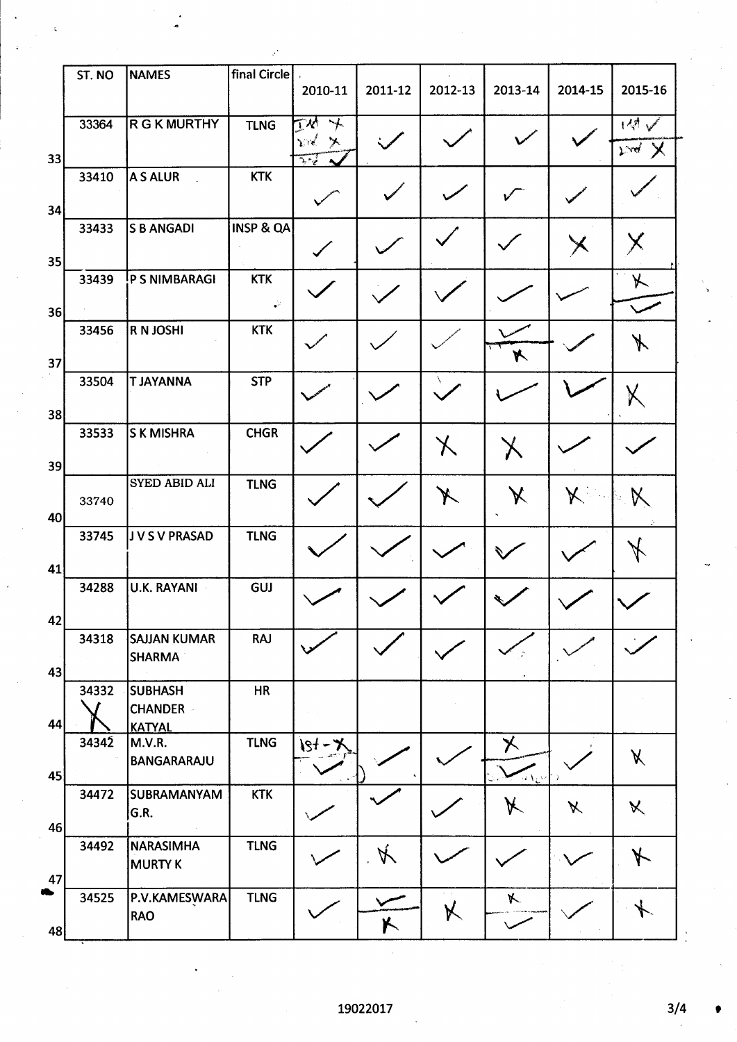| | ST. NO | NAMES | final Circle | 2010-11 | 2011-12 | 2012-13 | 2013-14 | 2014-15 | 2015-16 |
|---|---|---|---|---|---|---|---|---|---|
| 33 | 33364 | R G K MURTHY | TLNG | Ist ✗ 2nd ✗ 3rd ✓ | ✓ | ✓ | ✓ | ✓ | 1st ✓ 2nd ✗ |
| 34 | 33410 | A S ALUR | KTK | ✓ | ✓ | ✓ | ✓ | ✓ | ✓ |
| 35 | 33433 | S B ANGADI | INSP & QA | ✓ | ✓ | ✓ | ✓ | ✗ | ✗ |
| 36 | 33439 | P S NIMBARAGI | KTK | ✓ | ✓ | ✓ | ✓ | ✓ | ✗ ✓ |
| 37 | 33456 | R N JOSHI | KTK | ✓ | ✓ | ✓ | ✓ ✗ | ✓ | ✗ |
| 38 | 33504 | T JAYANNA | STP | ✓ | ✓ | ✓ | ✓ | ✓ | ✗ |
| 39 | 33533 | S K MISHRA | CHGR | ✓ | ✓ | ✗ | ✗ | ✓ | ✓ |
| 40 | 33740 | SYED ABID ALI | TLNG | ✓ | ✓ | ✗ | ✗ | ✗ | ✗ |
| 41 | 33745 | J V S V PRASAD | TLNG | ✓ | ✓ | ✓ | ✓ | ✓ | ✗ |
| 42 | 34288 | U.K. RAYANI | GUJ | ✓ | ✓ | ✓ | ✓ | ✓ | ✓ |
| 43 | 34318 | SAJJAN KUMAR SHARMA | RAJ | ✓ | ✓ | ✓ | ✓ | ✓ | ✓ |
| 44 | 34332 ✗ | SUBHASH CHANDER KATYAL | HR | | | | | | |
| 45 | 34342 | M.V.R. BANGARARAJU | TLNG | 1st - ✗ ✓ | ✓ | ✓ | ✗ ✓ | ✓ | ✗ |
| 46 | 34472 | SUBRAMANYAM G.R. | KTK | ✓ | ✓ | ✓ | ✗ | ✗ | ✗ |
| 47 | 34492 | NARASIMHA MURTY K | TLNG | ✓ | ✗ | ✓ | ✓ | ✓ | ✗ |
| 48 | 34525 | P.V.KAMESWARA RAO | TLNG | ✓ | ✓ ✗ | ✗ | ✗ ✓ | ✓ | ✗ |

19022017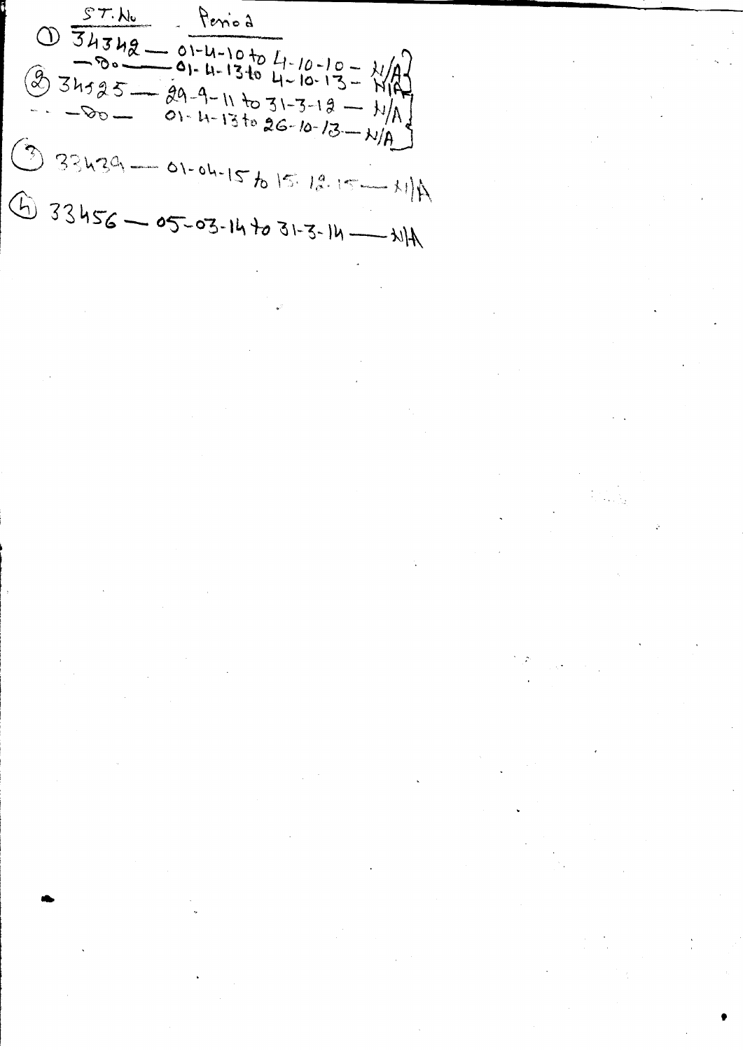| | ST. No | Period | |
|---|---|---|---|
| ① | 34342 | 01-4-10 to 4-10-10 | N/A |
| | -Do- | 01-4-13 to 4-10-13 | N/A |
| ② | 34525 | 29-4-11 to 31-3-12 | N/A |
| | -Do- | 01-4-13 to 26-10-13 | N/A |
| ③ | 33439 | 01-04-15 to 15-12-15 | N/A |
| ④ | 33456 | 05-03-14 to 31-3-14 | N/A |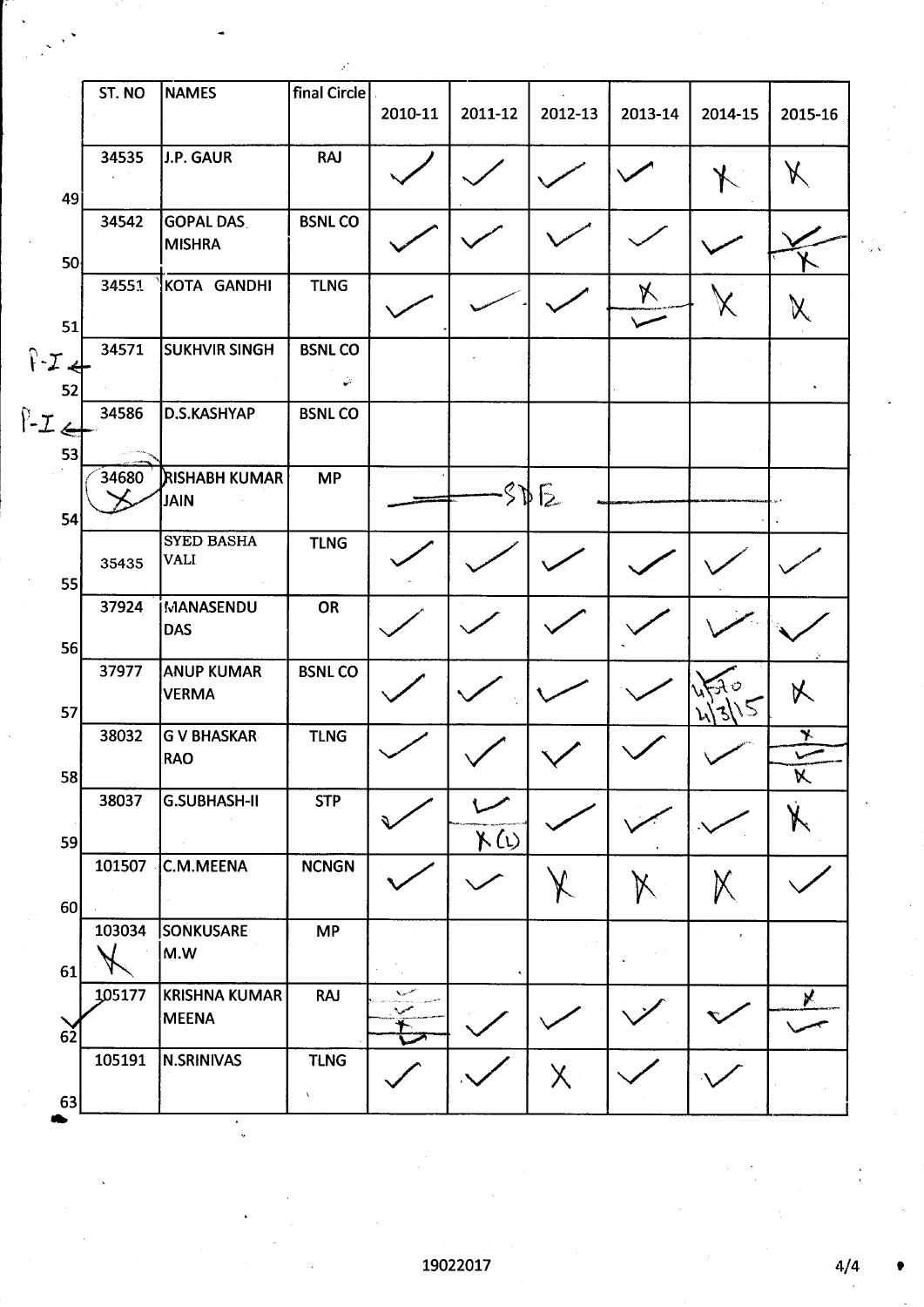| | ST. NO | NAMES | final Circle | 2010-11 | 2011-12 | 2012-13 | 2013-14 | 2014-15 | 2015-16 |
|---|---|---|---|---|---|---|---|---|---|
| 49 | 34535 | J.P. GAUR | RAJ | ✓ | ✓ | ✓ | ✓ | ✗ | ✗ |
| 50 | 34542 | GOPAL DAS MISHRA | BSNL CO | ✓ | ✓ | ✓ | ✓ | ✓ | ✓ / ✗ |
| 51 | 34551 | KOTA GANDHI | TLNG | ✓ | ✓ | ✓ | ✗ / ✓ | ✗ | ✗ |
| P-I ← 52 | 34571 | SUKHVIR SINGH | BSNL CO | | | | | | |
| P-I ← 53 | 34586 | D.S.KASHYAP | BSNL CO | | | | | | |
| 54 | 34680 ✗ | RISHABH KUMAR JAIN | MP | SDE | | | | | |
| 55 | 35435 | SYED BASHA VALI | TLNG | ✓ | ✓ | ✓ | ✓ | ✓ | ✓ |
| 56 | 37924 | MANASENDU DAS | OR | ✓ | ✓ | ✓ | ✓ | ✓ | ✓ |
| 57 | 37977 | ANUP KUMAR VERMA | BSNL CO | ✓ | ✓ | ✓ | ✓ | 4570 4/3/15 | ✗ |
| 58 | 38032 | G V BHASKAR RAO | TLNG | ✓ | ✓ | ✓ | ✓ | ✓ | ✗ / ✓ / ✗ |
| 59 | 38037 | G.SUBHASH-II | STP | ✓ | ✓ / ✗ (L) | ✓ | ✓ | ✓ | ✗ |
| 60 | 101507 | C.M.MEENA | NCNGN | ✓ | ✓ | ✗ | ✗ | ✗ | ✓ |
| 61 | 103034 ✗ | SONKUSARE M.W | MP | | | | | | |
| ✓ 62 | 105177 | KRISHNA KUMAR MEENA | RAJ | ✓ / ✓ / ✗ | ✓ | ✓ | ✓ | ✓ | ✗ / ✓ |
| 63 | 105191 | N.SRINIVAS | TLNG | ✓ | ✓ | ✗ | ✓ | ✓ | |

19022017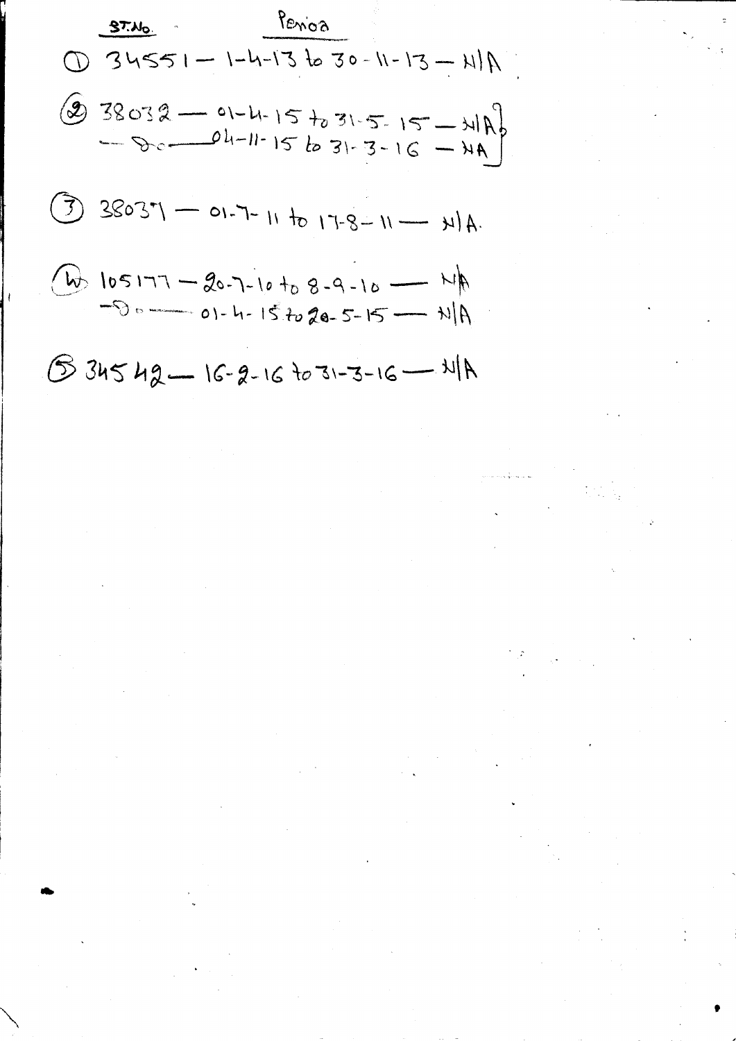ST.No. Period

① 34551 — 1-4-13 to 30-11-13 — N/A

② 38032 — 01-4-15 to 31-5-15 — N/A
— Do — 04-11-15 to 31-3-16 — NA

③ 38037 — 01-7-11 to 17-8-11 — N/A.

④ 105177 — 20-7-10 to 8-9-10 — NA
— Do — 01-4-15 to 20-5-15 — N/A

⑤ 34542 — 16-2-16 to 31-3-16 — N/A